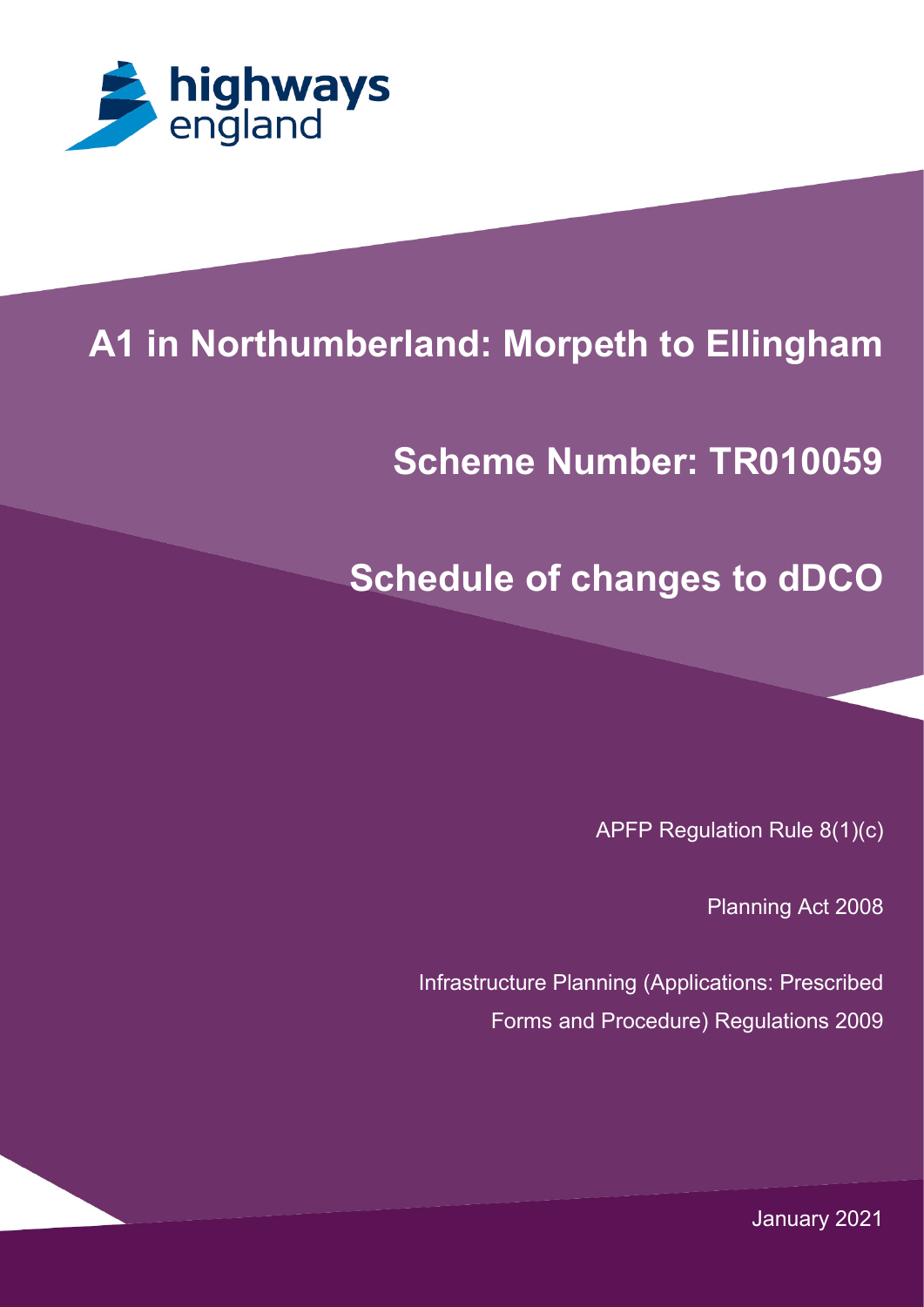highways england

# A1 in Northumberland: Morpeth to Ellingham

## Scheme Number: TR010059

# Schedule of changes to dDCO

APFP Regulation Rule 8(1)(c)

Planning Act 2008

Infrastructure Planning (Applications: Prescribed Forms and Procedure) Regulations 2009

January 2021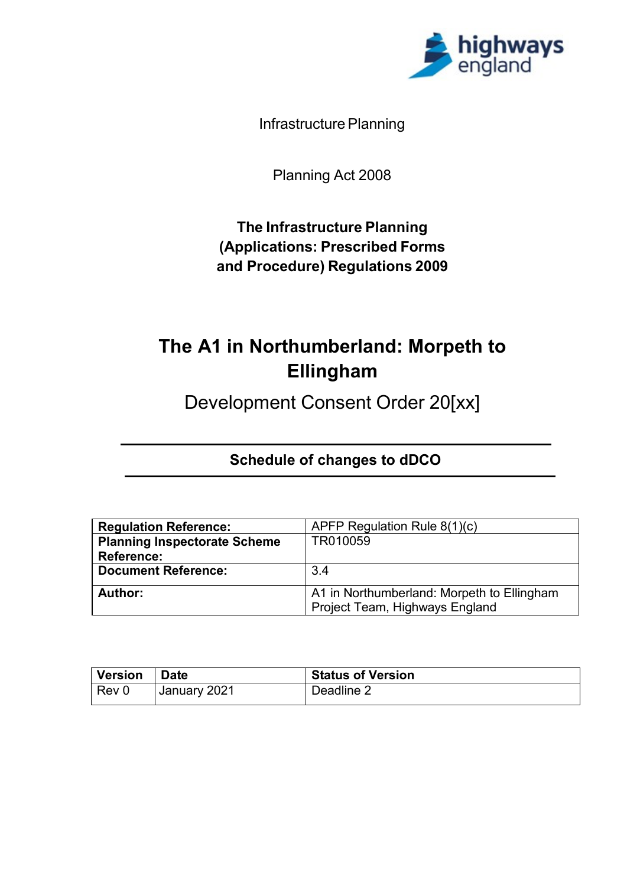Infrastructure Planning

Planning Act 2008

**The Infrastructure Planning (Applications: Prescribed Forms and Procedure) Regulations 2009**

# The A1 in Northumberland: Morpeth to Ellingham

## Development Consent Order 20[xx]

### Schedule of changes to dDCO

| | |
|---|---|
| **Regulation Reference:** | APFP Regulation Rule 8(1)(c) |
| **Planning Inspectorate Scheme Reference:** | TR010059 |
| **Document Reference:** | 3.4 |
| **Author:** | A1 in Northumberland: Morpeth to Ellingham Project Team, Highways England |

| Version | Date | Status of Version |
|---|---|---|
| Rev 0 | January 2021 | Deadline 2 |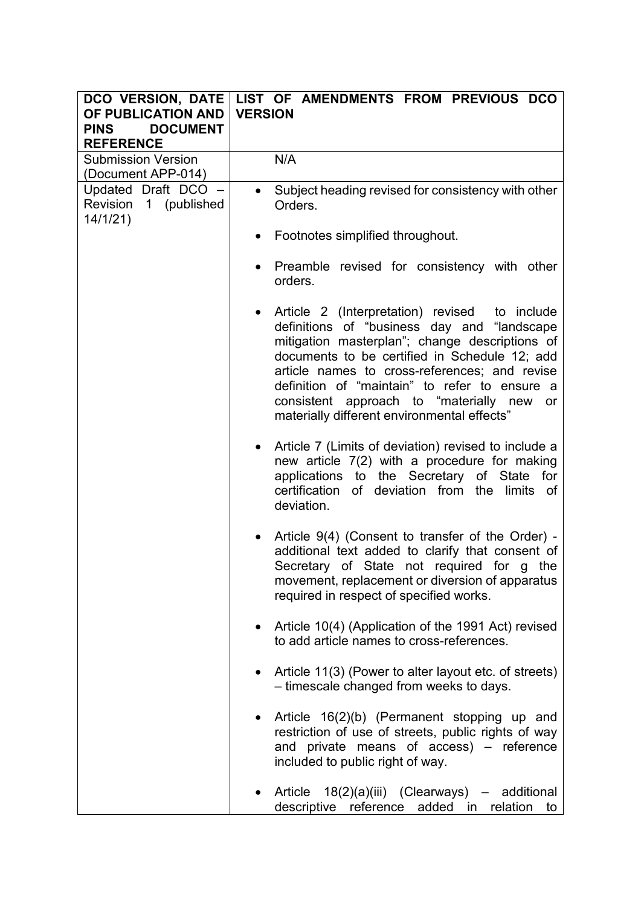| DCO VERSION, DATE OF PUBLICATION AND PINS DOCUMENT REFERENCE | LIST OF AMENDMENTS FROM PREVIOUS DCO VERSION |
|---|---|
| Submission Version (Document APP-014) | N/A |
| Updated Draft DCO – Revision 1 (published 14/1/21) | • Subject heading revised for consistency with other Orders.<br><br>• Footnotes simplified throughout.<br><br>• Preamble revised for consistency with other orders.<br><br>• Article 2 (Interpretation) revised to include definitions of "business day and "landscape mitigation masterplan"; change descriptions of documents to be certified in Schedule 12; add article names to cross-references; and revise definition of "maintain" to refer to ensure a consistent approach to "materially new or materially different environmental effects"<br><br>• Article 7 (Limits of deviation) revised to include a new article 7(2) with a procedure for making applications to the Secretary of State for certification of deviation from the limits of deviation.<br><br>• Article 9(4) (Consent to transfer of the Order) - additional text added to clarify that consent of Secretary of State not required for g the movement, replacement or diversion of apparatus required in respect of specified works.<br><br>• Article 10(4) (Application of the 1991 Act) revised to add article names to cross-references.<br><br>• Article 11(3) (Power to alter layout etc. of streets) – timescale changed from weeks to days.<br><br>• Article 16(2)(b) (Permanent stopping up and restriction of use of streets, public rights of way and private means of access) – reference included to public right of way.<br><br>• Article 18(2)(a)(iii) (Clearways) – additional descriptive reference added in relation to |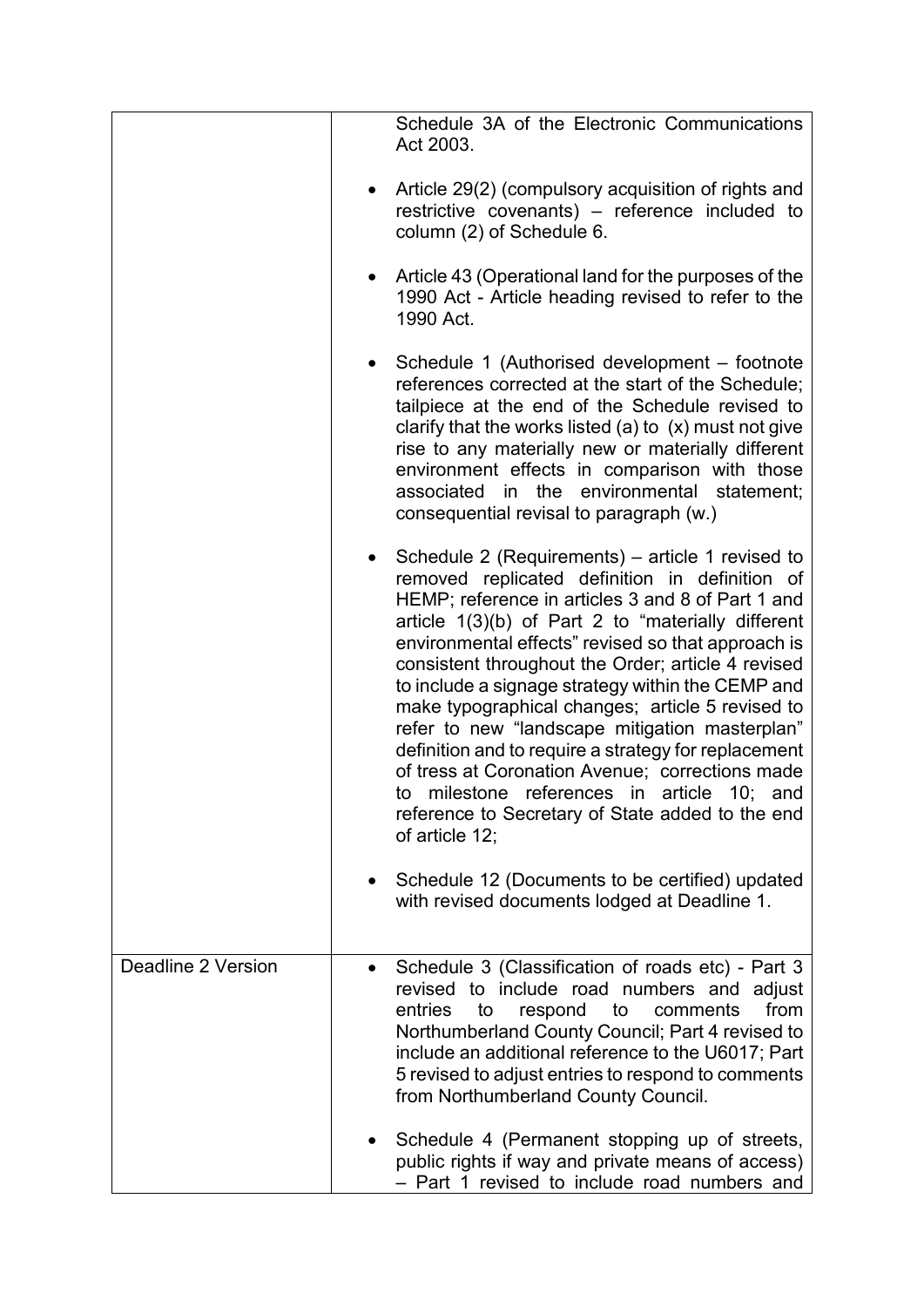| | |
|---|---|
| | Schedule 3A of the Electronic Communications Act 2003.<br><br>• Article 29(2) (compulsory acquisition of rights and restrictive covenants) – reference included to column (2) of Schedule 6.<br><br>• Article 43 (Operational land for the purposes of the 1990 Act - Article heading revised to refer to the 1990 Act.<br><br>• Schedule 1 (Authorised development – footnote references corrected at the start of the Schedule; tailpiece at the end of the Schedule revised to clarify that the works listed (a) to (x) must not give rise to any materially new or materially different environment effects in comparison with those associated in the environmental statement; consequential revisal to paragraph (w.)<br><br>• Schedule 2 (Requirements) – article 1 revised to removed replicated definition in definition of HEMP; reference in articles 3 and 8 of Part 1 and article 1(3)(b) of Part 2 to "materially different environmental effects" revised so that approach is consistent throughout the Order; article 4 revised to include a signage strategy within the CEMP and make typographical changes; article 5 revised to refer to new "landscape mitigation masterplan" definition and to require a strategy for replacement of tress at Coronation Avenue; corrections made to milestone references in article 10; and reference to Secretary of State added to the end of article 12;<br><br>• Schedule 12 (Documents to be certified) updated with revised documents lodged at Deadline 1. |
| Deadline 2 Version | • Schedule 3 (Classification of roads etc) - Part 3 revised to include road numbers and adjust entries to respond to comments from Northumberland County Council; Part 4 revised to include an additional reference to the U6017; Part 5 revised to adjust entries to respond to comments from Northumberland County Council.<br><br>• Schedule 4 (Permanent stopping up of streets, public rights if way and private means of access) – Part 1 revised to include road numbers and |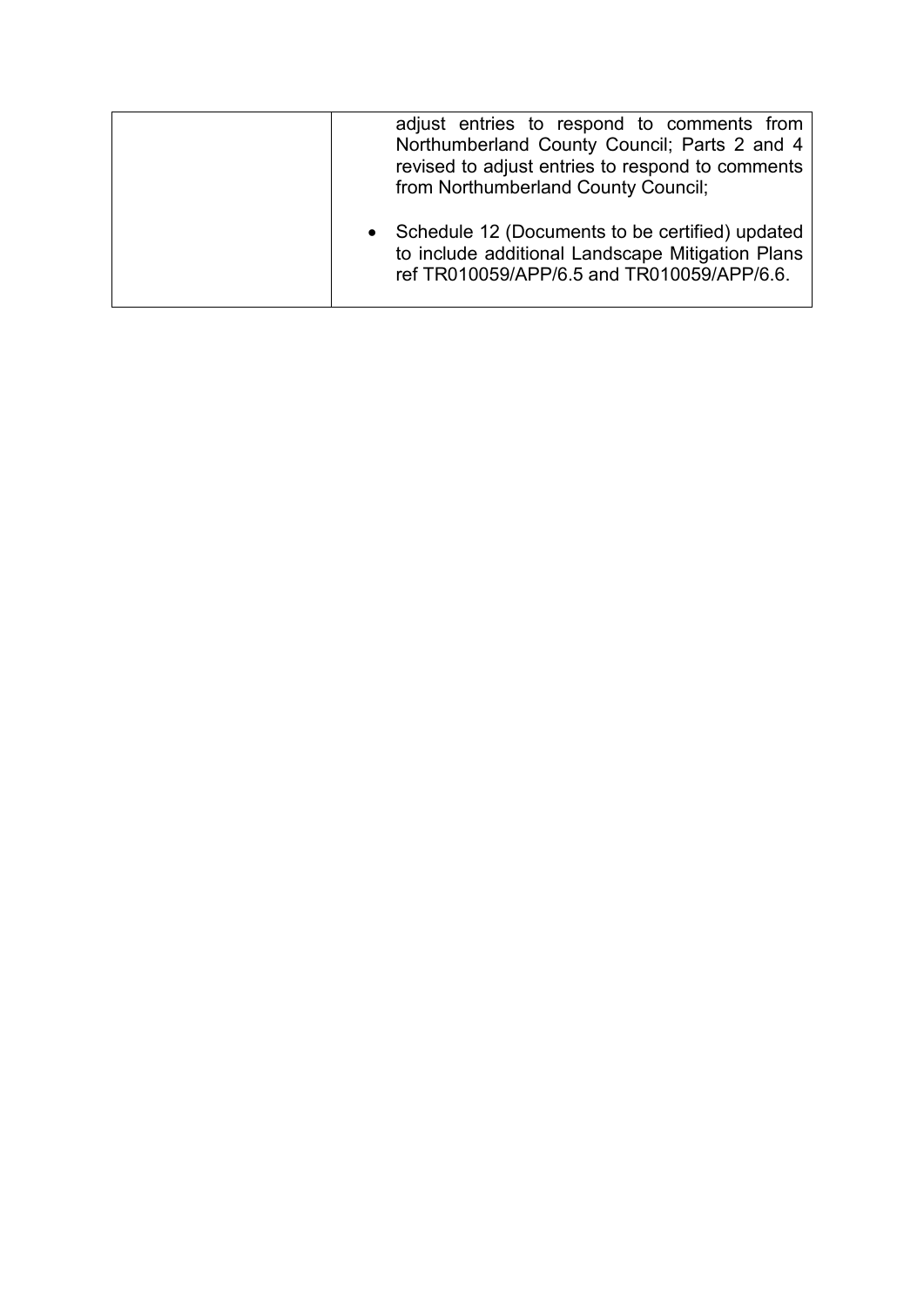| | |
|---|---|
| | adjust entries to respond to comments from Northumberland County Council; Parts 2 and 4 revised to adjust entries to respond to comments from Northumberland County Council;<br><br>• Schedule 12 (Documents to be certified) updated to include additional Landscape Mitigation Plans ref TR010059/APP/6.5 and TR010059/APP/6.6. |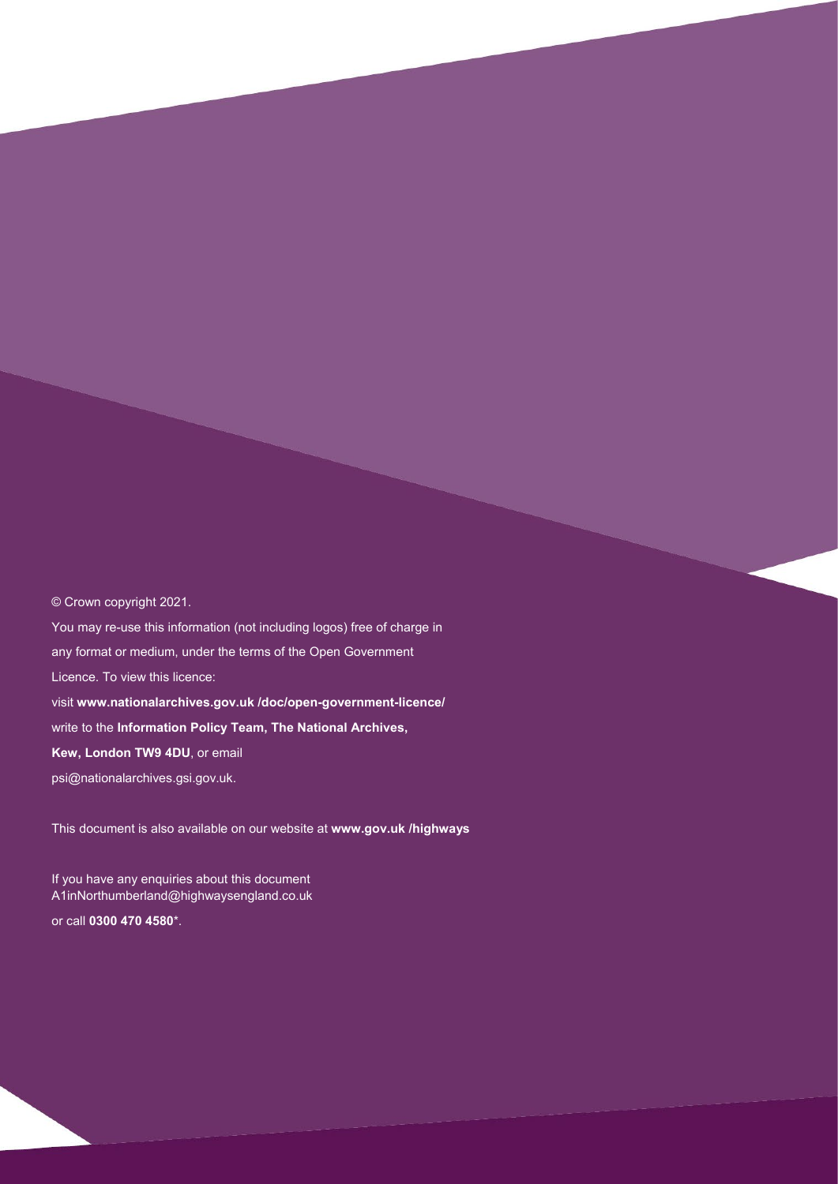© Crown copyright 2021.

You may re-use this information (not including logos) free of charge in any format or medium, under the terms of the Open Government Licence. To view this licence:

visit **www.nationalarchives.gov.uk /doc/open-government-licence/**

write to the **Information Policy Team, The National Archives, Kew, London TW9 4DU**, or email psi@nationalarchives.gsi.gov.uk.

This document is also available on our website at **www.gov.uk /highways**

If you have any enquiries about this document A1inNorthumberland@highwaysengland.co.uk

or call **0300 470 4580***.